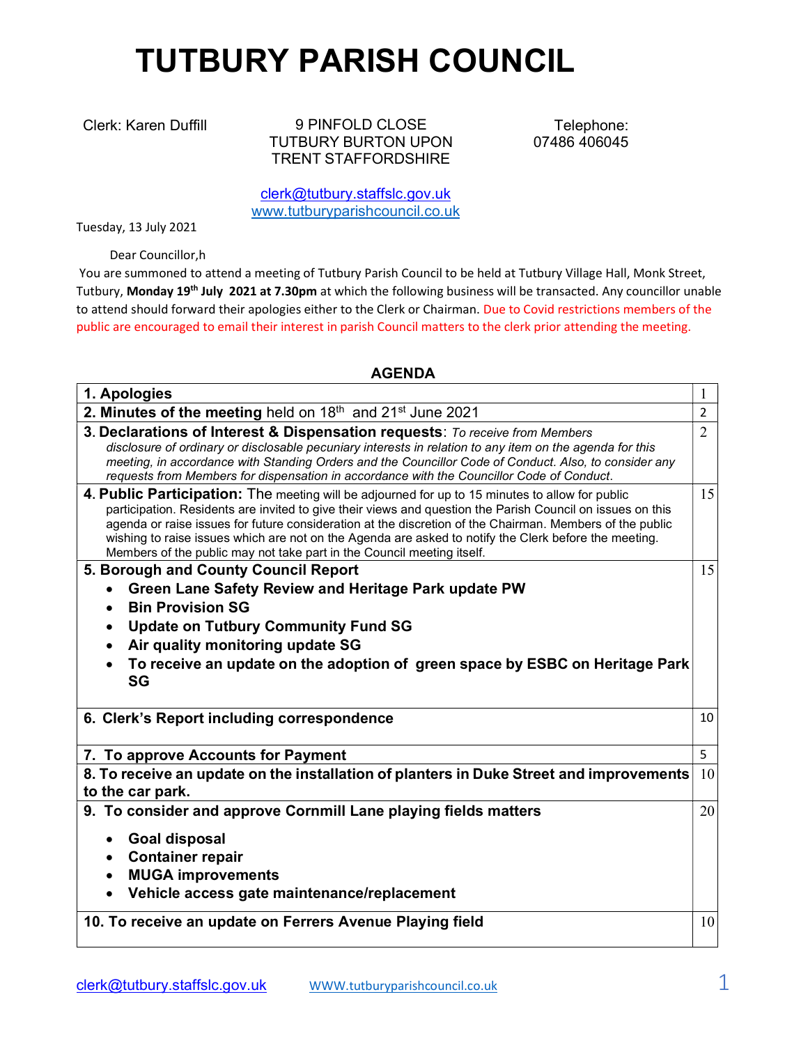# TUTBURY PARISH COUNCIL

Clerk: Karen Duffill

9 PINFOLD CLOSE
TUTBURY BURTON UPON TRENT STAFFORDSHIRE

Telephone:
07486 406045

clerk@tutbury.staffslc.gov.uk
www.tutburyparishcouncil.co.uk

Tuesday, 13 July 2021

Dear Councillor,h

You are summoned to attend a meeting of Tutbury Parish Council to be held at Tutbury Village Hall, Monk Street, Tutbury, **Monday 19th July 2021 at 7.30pm** at which the following business will be transacted. Any councillor unable to attend should forward their apologies either to the Clerk or Chairman. Due to Covid restrictions members of the public are encouraged to email their interest in parish Council matters to the clerk prior attending the meeting.

## AGENDA

| | |
|---|---|
| **1. Apologies** | 1 |
| **2. Minutes of the meeting** held on 18th and 21st June 2021 | 2 |
| **3. Declarations of Interest & Dispensation requests**: *To receive from Members disclosure of ordinary or disclosable pecuniary interests in relation to any item on the agenda for this meeting, in accordance with Standing Orders and the Councillor Code of Conduct. Also, to consider any requests from Members for dispensation in accordance with the Councillor Code of Conduct.* | 2 |
| **4. Public Participation:** The meeting will be adjourned for up to 15 minutes to allow for public participation. Residents are invited to give their views and question the Parish Council on issues on this agenda or raise issues for future consideration at the discretion of the Chairman. Members of the public wishing to raise issues which are not on the Agenda are asked to notify the Clerk before the meeting. Members of the public may not take part in the Council meeting itself. | 15 |
| **5. Borough and County Council Report**<br>• **Green Lane Safety Review and Heritage Park update PW**<br>• **Bin Provision SG**<br>• **Update on Tutbury Community Fund SG**<br>• **Air quality monitoring update SG**<br>• **To receive an update on the adoption of green space by ESBC on Heritage Park SG** | 15 |
| **6. Clerk's Report including correspondence** | 10 |
| **7. To approve Accounts for Payment** | 5 |
| **8. To receive an update on the installation of planters in Duke Street and improvements to the car park.** | 10 |
| **9. To consider and approve Cornmill Lane playing fields matters**<br>• **Goal disposal**<br>• **Container repair**<br>• **MUGA improvements**<br>• **Vehicle access gate maintenance/replacement** | 20 |
| **10. To receive an update on Ferrers Avenue Playing field** | 10 |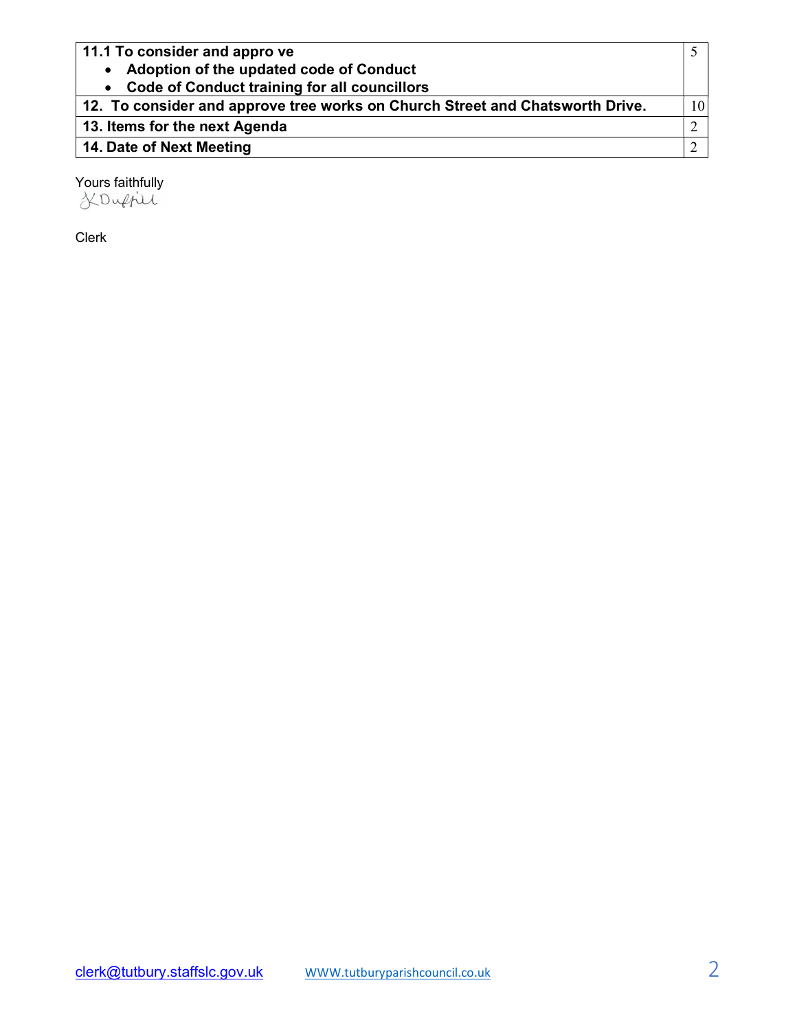| | |
|---|---|
| **11.1 To consider and appro ve**<br>• **Adoption of the updated code of Conduct**<br>• **Code of Conduct training for all councillors** | 5 |
| **12. To consider and approve tree works on Church Street and Chatsworth Drive.** | 10 |
| **13. Items for the next Agenda** | 2 |
| **14. Date of Next Meeting** | 2 |

Yours faithfully

K Duffill

Clerk

clerk@tutbury.staffslc.gov.uk WWW.tutburyparishcouncil.co.uk